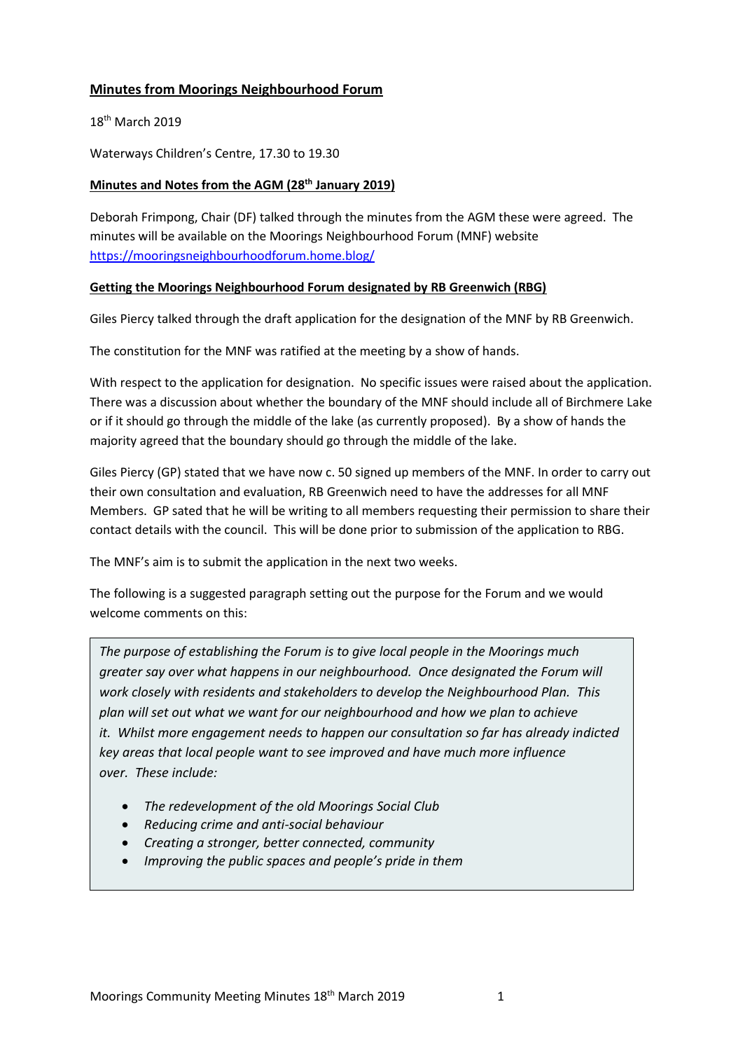## Minutes from Moorings Neighbourhood Forum

18th March 2019

Waterways Children's Centre, 17.30 to 19.30

### Minutes and Notes from the AGM (28th January 2019)

Deborah Frimpong, Chair (DF) talked through the minutes from the AGM these were agreed. The minutes will be available on the Moorings Neighbourhood Forum (MNF) website https://mooringsneighbourhoodforum.home.blog/

### Getting the Moorings Neighbourhood Forum designated by RB Greenwich (RBG)

Giles Piercy talked through the draft application for the designation of the MNF by RB Greenwich.

The constitution for the MNF was ratified at the meeting by a show of hands.

With respect to the application for designation. No specific issues were raised about the application. There was a discussion about whether the boundary of the MNF should include all of Birchmere Lake or if it should go through the middle of the lake (as currently proposed). By a show of hands the majority agreed that the boundary should go through the middle of the lake.

Giles Piercy (GP) stated that we have now c. 50 signed up members of the MNF. In order to carry out their own consultation and evaluation, RB Greenwich need to have the addresses for all MNF Members. GP sated that he will be writing to all members requesting their permission to share their contact details with the council. This will be done prior to submission of the application to RBG.

The MNF's aim is to submit the application in the next two weeks.

The following is a suggested paragraph setting out the purpose for the Forum and we would welcome comments on this:

> *The purpose of establishing the Forum is to give local people in the Moorings much greater say over what happens in our neighbourhood. Once designated the Forum will work closely with residents and stakeholders to develop the Neighbourhood Plan. This plan will set out what we want for our neighbourhood and how we plan to achieve it. Whilst more engagement needs to happen our consultation so far has already indicted key areas that local people want to see improved and have much more influence over. These include:*
>
> - *The redevelopment of the old Moorings Social Club*
> - *Reducing crime and anti-social behaviour*
> - *Creating a stronger, better connected, community*
> - *Improving the public spaces and people's pride in them*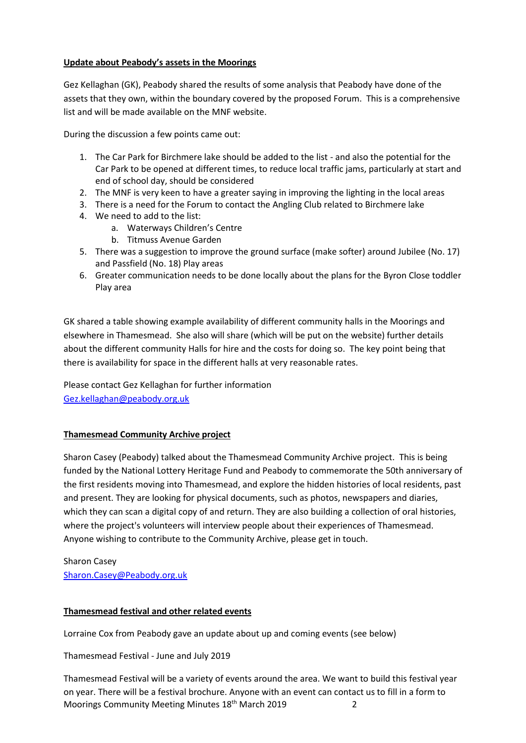**Update about Peabody's assets in the Moorings**

Gez Kellaghan (GK), Peabody shared the results of some analysis that Peabody have done of the assets that they own, within the boundary covered by the proposed Forum. This is a comprehensive list and will be made available on the MNF website.

During the discussion a few points came out:

1. The Car Park for Birchmere lake should be added to the list - and also the potential for the Car Park to be opened at different times, to reduce local traffic jams, particularly at start and end of school day, should be considered
2. The MNF is very keen to have a greater saying in improving the lighting in the local areas
3. There is a need for the Forum to contact the Angling Club related to Birchmere lake
4. We need to add to the list:
   a. Waterways Children's Centre
   b. Titmuss Avenue Garden
5. There was a suggestion to improve the ground surface (make softer) around Jubilee (No. 17) and Passfield (No. 18) Play areas
6. Greater communication needs to be done locally about the plans for the Byron Close toddler Play area

GK shared a table showing example availability of different community halls in the Moorings and elsewhere in Thamesmead. She also will share (which will be put on the website) further details about the different community Halls for hire and the costs for doing so. The key point being that there is availability for space in the different halls at very reasonable rates.

Please contact Gez Kellaghan for further information
Gez.kellaghan@peabody.org.uk

**Thamesmead Community Archive project**

Sharon Casey (Peabody) talked about the Thamesmead Community Archive project. This is being funded by the National Lottery Heritage Fund and Peabody to commemorate the 50th anniversary of the first residents moving into Thamesmead, and explore the hidden histories of local residents, past and present. They are looking for physical documents, such as photos, newspapers and diaries, which they can scan a digital copy of and return. They are also building a collection of oral histories, where the project's volunteers will interview people about their experiences of Thamesmead. Anyone wishing to contribute to the Community Archive, please get in touch.

Sharon Casey
Sharon.Casey@Peabody.org.uk

**Thamesmead festival and other related events**

Lorraine Cox from Peabody gave an update about up and coming events (see below)

Thamesmead Festival - June and July 2019

Thamesmead Festival will be a variety of events around the area. We want to build this festival year on year. There will be a festival brochure. Anyone with an event can contact us to fill in a form to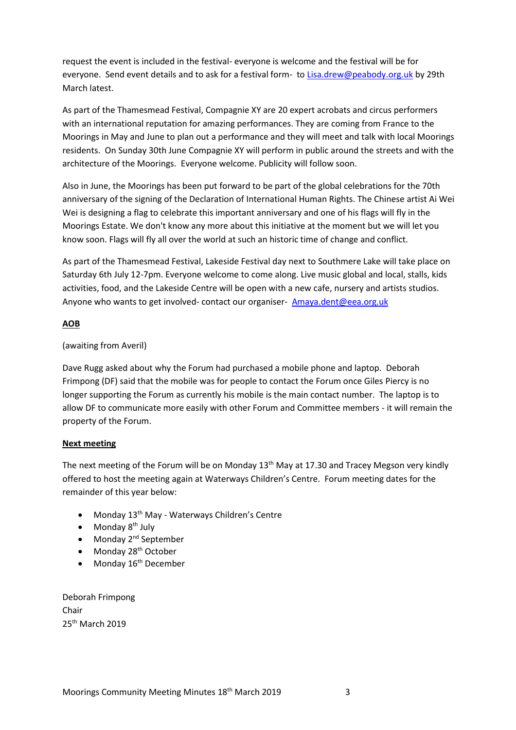request the event is included in the festival- everyone is welcome and the festival will be for everyone. Send event details and to ask for a festival form- to Lisa.drew@peabody.org.uk by 29th March latest.

As part of the Thamesmead Festival, Compagnie XY are 20 expert acrobats and circus performers with an international reputation for amazing performances. They are coming from France to the Moorings in May and June to plan out a performance and they will meet and talk with local Moorings residents. On Sunday 30th June Compagnie XY will perform in public around the streets and with the architecture of the Moorings. Everyone welcome. Publicity will follow soon.

Also in June, the Moorings has been put forward to be part of the global celebrations for the 70th anniversary of the signing of the Declaration of International Human Rights. The Chinese artist Ai Wei Wei is designing a flag to celebrate this important anniversary and one of his flags will fly in the Moorings Estate. We don't know any more about this initiative at the moment but we will let you know soon. Flags will fly all over the world at such an historic time of change and conflict.

As part of the Thamesmead Festival, Lakeside Festival day next to Southmere Lake will take place on Saturday 6th July 12-7pm. Everyone welcome to come along. Live music global and local, stalls, kids activities, food, and the Lakeside Centre will be open with a new cafe, nursery and artists studios. Anyone who wants to get involved- contact our organiser- Amaya.dent@eea.org.uk

**AOB**

(awaiting from Averil)

Dave Rugg asked about why the Forum had purchased a mobile phone and laptop. Deborah Frimpong (DF) said that the mobile was for people to contact the Forum once Giles Piercy is no longer supporting the Forum as currently his mobile is the main contact number. The laptop is to allow DF to communicate more easily with other Forum and Committee members - it will remain the property of the Forum.

**Next meeting**

The next meeting of the Forum will be on Monday 13th May at 17.30 and Tracey Megson very kindly offered to host the meeting again at Waterways Children's Centre. Forum meeting dates for the remainder of this year below:

- Monday 13th May - Waterways Children's Centre
- Monday 8th July
- Monday 2nd September
- Monday 28th October
- Monday 16th December

Deborah Frimpong
Chair
25th March 2019